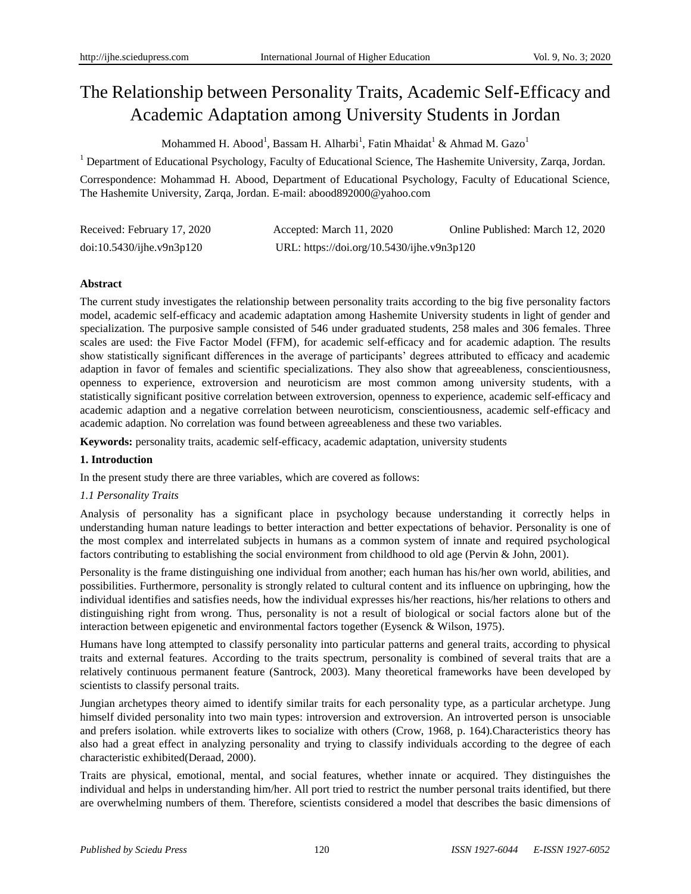# The Relationship between Personality Traits, Academic Self-Efficacy and Academic Adaptation among University Students in Jordan

Mohammed H. Abood[1], Bassam H. Alharbi[1], Fatin Mhaidat[1] & Ahmad M. Gazo[1]

[1] Department of Educational Psychology, Faculty of Educational Science, The Hashemite University, Zarqa, Jordan.

Correspondence: Mohammad H. Abood, Department of Educational Psychology, Faculty of Educational Science, The Hashemite University, Zarqa, Jordan. E-mail: abood892000@yahoo.com

Received: February 17, 2020 Accepted: March 11, 2020 Online Published: March 12, 2020

doi:10.5430/ijhe.v9n3p120 URL: https://doi.org/10.5430/ijhe.v9n3p120

**Abstract**

The current study investigates the relationship between personality traits according to the big five personality factors model, academic self-efficacy and academic adaptation among Hashemite University students in light of gender and specialization. The purposive sample consisted of 546 under graduated students, 258 males and 306 females. Three scales are used: the Five Factor Model (FFM), for academic self-efficacy and for academic adaption. The results show statistically significant differences in the average of participants' degrees attributed to efficacy and academic adaption in favor of females and scientific specializations. They also show that agreeableness, conscientiousness, openness to experience, extroversion and neuroticism are most common among university students, with a statistically significant positive correlation between extroversion, openness to experience, academic self-efficacy and academic adaption and a negative correlation between neuroticism, conscientiousness, academic self-efficacy and academic adaption. No correlation was found between agreeableness and these two variables.

**Keywords:** personality traits, academic self-efficacy, academic adaptation, university students

## 1. Introduction

In the present study there are three variables, which are covered as follows:

### *1.1 Personality Traits*

Analysis of personality has a significant place in psychology because understanding it correctly helps in understanding human nature leadings to better interaction and better expectations of behavior. Personality is one of the most complex and interrelated subjects in humans as a common system of innate and required psychological factors contributing to establishing the social environment from childhood to old age (Pervin & John, 2001).

Personality is the frame distinguishing one individual from another; each human has his/her own world, abilities, and possibilities. Furthermore, personality is strongly related to cultural content and its influence on upbringing, how the individual identifies and satisfies needs, how the individual expresses his/her reactions, his/her relations to others and distinguishing right from wrong. Thus, personality is not a result of biological or social factors alone but of the interaction between epigenetic and environmental factors together (Eysenck & Wilson, 1975).

Humans have long attempted to classify personality into particular patterns and general traits, according to physical traits and external features. According to the traits spectrum, personality is combined of several traits that are a relatively continuous permanent feature (Santrock, 2003). Many theoretical frameworks have been developed by scientists to classify personal traits.

Jungian archetypes theory aimed to identify similar traits for each personality type, as a particular archetype. Jung himself divided personality into two main types: introversion and extroversion. An introverted person is unsociable and prefers isolation. while extroverts likes to socialize with others (Crow, 1968, p. 164).Characteristics theory has also had a great effect in analyzing personality and trying to classify individuals according to the degree of each characteristic exhibited(Deraad, 2000).

Traits are physical, emotional, mental, and social features, whether innate or acquired. They distinguishes the individual and helps in understanding him/her. All port tried to restrict the number personal traits identified, but there are overwhelming numbers of them. Therefore, scientists considered a model that describes the basic dimensions of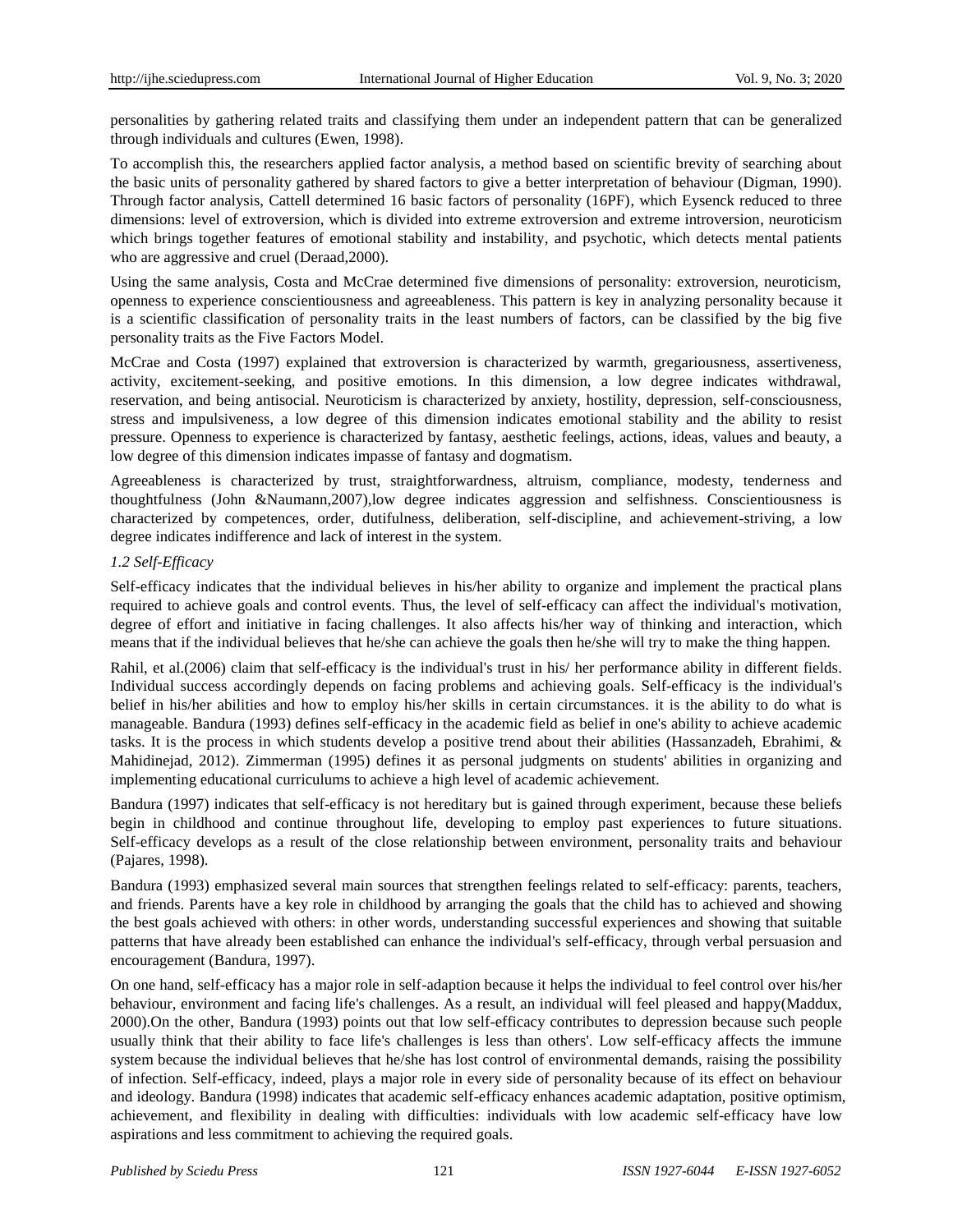personalities by gathering related traits and classifying them under an independent pattern that can be generalized through individuals and cultures (Ewen, 1998).

To accomplish this, the researchers applied factor analysis, a method based on scientific brevity of searching about the basic units of personality gathered by shared factors to give a better interpretation of behaviour (Digman, 1990). Through factor analysis, Cattell determined 16 basic factors of personality (16PF), which Eysenck reduced to three dimensions: level of extroversion, which is divided into extreme extroversion and extreme introversion, neuroticism which brings together features of emotional stability and instability, and psychotic, which detects mental patients who are aggressive and cruel (Deraad,2000).

Using the same analysis, Costa and McCrae determined five dimensions of personality: extroversion, neuroticism, openness to experience conscientiousness and agreeableness. This pattern is key in analyzing personality because it is a scientific classification of personality traits in the least numbers of factors, can be classified by the big five personality traits as the Five Factors Model.

McCrae and Costa (1997) explained that extroversion is characterized by warmth, gregariousness, assertiveness, activity, excitement-seeking, and positive emotions. In this dimension, a low degree indicates withdrawal, reservation, and being antisocial. Neuroticism is characterized by anxiety, hostility, depression, self-consciousness, stress and impulsiveness, a low degree of this dimension indicates emotional stability and the ability to resist pressure. Openness to experience is characterized by fantasy, aesthetic feelings, actions, ideas, values and beauty, a low degree of this dimension indicates impasse of fantasy and dogmatism.

Agreeableness is characterized by trust, straightforwardness, altruism, compliance, modesty, tenderness and thoughtfulness (John &Naumann,2007),low degree indicates aggression and selfishness. Conscientiousness is characterized by competences, order, dutifulness, deliberation, self-discipline, and achievement-striving, a low degree indicates indifference and lack of interest in the system.

### *1.2 Self-Efficacy*

Self-efficacy indicates that the individual believes in his/her ability to organize and implement the practical plans required to achieve goals and control events. Thus, the level of self-efficacy can affect the individual's motivation, degree of effort and initiative in facing challenges. It also affects his/her way of thinking and interaction, which means that if the individual believes that he/she can achieve the goals then he/she will try to make the thing happen.

Rahil, et al.(2006) claim that self-efficacy is the individual's trust in his/ her performance ability in different fields. Individual success accordingly depends on facing problems and achieving goals. Self-efficacy is the individual's belief in his/her abilities and how to employ his/her skills in certain circumstances. it is the ability to do what is manageable. Bandura (1993) defines self-efficacy in the academic field as belief in one's ability to achieve academic tasks. It is the process in which students develop a positive trend about their abilities (Hassanzadeh, Ebrahimi, & Mahidinejad, 2012). Zimmerman (1995) defines it as personal judgments on students' abilities in organizing and implementing educational curriculums to achieve a high level of academic achievement.

Bandura (1997) indicates that self-efficacy is not hereditary but is gained through experiment, because these beliefs begin in childhood and continue throughout life, developing to employ past experiences to future situations. Self-efficacy develops as a result of the close relationship between environment, personality traits and behaviour (Pajares, 1998).

Bandura (1993) emphasized several main sources that strengthen feelings related to self-efficacy: parents, teachers, and friends. Parents have a key role in childhood by arranging the goals that the child has to achieved and showing the best goals achieved with others: in other words, understanding successful experiences and showing that suitable patterns that have already been established can enhance the individual's self-efficacy, through verbal persuasion and encouragement (Bandura, 1997).

On one hand, self-efficacy has a major role in self-adaption because it helps the individual to feel control over his/her behaviour, environment and facing life's challenges. As a result, an individual will feel pleased and happy(Maddux, 2000).On the other, Bandura (1993) points out that low self-efficacy contributes to depression because such people usually think that their ability to face life's challenges is less than others'. Low self-efficacy affects the immune system because the individual believes that he/she has lost control of environmental demands, raising the possibility of infection. Self-efficacy, indeed, plays a major role in every side of personality because of its effect on behaviour and ideology. Bandura (1998) indicates that academic self-efficacy enhances academic adaptation, positive optimism, achievement, and flexibility in dealing with difficulties: individuals with low academic self-efficacy have low aspirations and less commitment to achieving the required goals.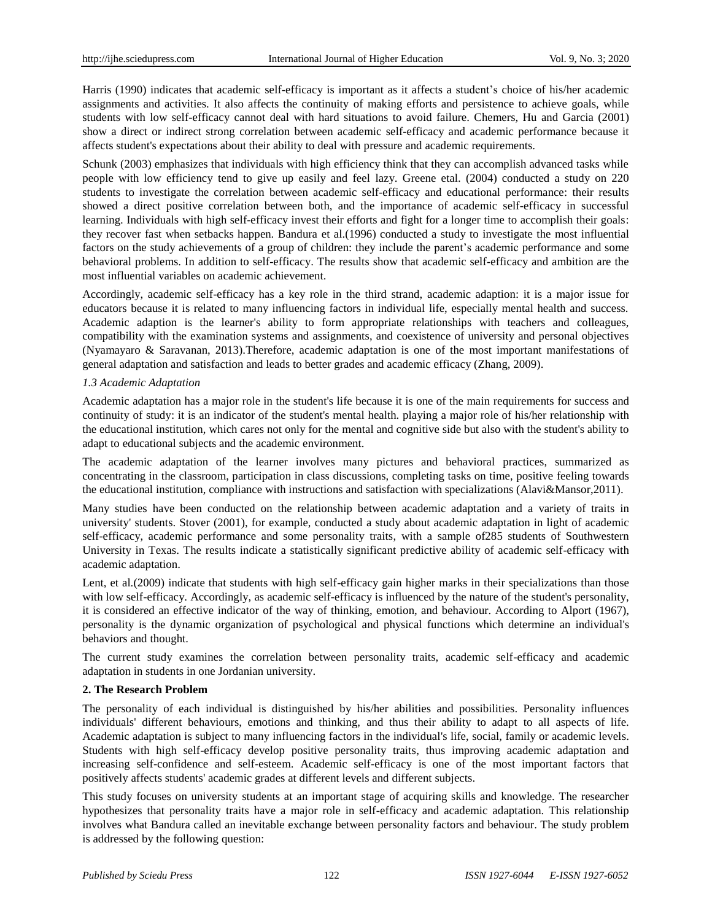Harris (1990) indicates that academic self-efficacy is important as it affects a student's choice of his/her academic assignments and activities. It also affects the continuity of making efforts and persistence to achieve goals, while students with low self-efficacy cannot deal with hard situations to avoid failure. Chemers, Hu and Garcia (2001) show a direct or indirect strong correlation between academic self-efficacy and academic performance because it affects student's expectations about their ability to deal with pressure and academic requirements.

Schunk (2003) emphasizes that individuals with high efficiency think that they can accomplish advanced tasks while people with low efficiency tend to give up easily and feel lazy. Greene etal. (2004) conducted a study on 220 students to investigate the correlation between academic self-efficacy and educational performance: their results showed a direct positive correlation between both, and the importance of academic self-efficacy in successful learning. Individuals with high self-efficacy invest their efforts and fight for a longer time to accomplish their goals: they recover fast when setbacks happen. Bandura et al.(1996) conducted a study to investigate the most influential factors on the study achievements of a group of children: they include the parent's academic performance and some behavioral problems. In addition to self-efficacy. The results show that academic self-efficacy and ambition are the most influential variables on academic achievement.

Accordingly, academic self-efficacy has a key role in the third strand, academic adaption: it is a major issue for educators because it is related to many influencing factors in individual life, especially mental health and success. Academic adaption is the learner's ability to form appropriate relationships with teachers and colleagues, compatibility with the examination systems and assignments, and coexistence of university and personal objectives (Nyamayaro & Saravanan, 2013).Therefore, academic adaptation is one of the most important manifestations of general adaptation and satisfaction and leads to better grades and academic efficacy (Zhang, 2009).

### *1.3 Academic Adaptation*

Academic adaptation has a major role in the student's life because it is one of the main requirements for success and continuity of study: it is an indicator of the student's mental health. playing a major role of his/her relationship with the educational institution, which cares not only for the mental and cognitive side but also with the student's ability to adapt to educational subjects and the academic environment.

The academic adaptation of the learner involves many pictures and behavioral practices, summarized as concentrating in the classroom, participation in class discussions, completing tasks on time, positive feeling towards the educational institution, compliance with instructions and satisfaction with specializations (Alavi&Mansor,2011).

Many studies have been conducted on the relationship between academic adaptation and a variety of traits in university' students. Stover (2001), for example, conducted a study about academic adaptation in light of academic self-efficacy, academic performance and some personality traits, with a sample of285 students of Southwestern University in Texas. The results indicate a statistically significant predictive ability of academic self-efficacy with academic adaptation.

Lent, et al.(2009) indicate that students with high self-efficacy gain higher marks in their specializations than those with low self-efficacy. Accordingly, as academic self-efficacy is influenced by the nature of the student's personality, it is considered an effective indicator of the way of thinking, emotion, and behaviour. According to Alport (1967), personality is the dynamic organization of psychological and physical functions which determine an individual's behaviors and thought.

The current study examines the correlation between personality traits, academic self-efficacy and academic adaptation in students in one Jordanian university.

## 2. The Research Problem

The personality of each individual is distinguished by his/her abilities and possibilities. Personality influences individuals' different behaviours, emotions and thinking, and thus their ability to adapt to all aspects of life. Academic adaptation is subject to many influencing factors in the individual's life, social, family or academic levels. Students with high self-efficacy develop positive personality traits, thus improving academic adaptation and increasing self-confidence and self-esteem. Academic self-efficacy is one of the most important factors that positively affects students' academic grades at different levels and different subjects.

This study focuses on university students at an important stage of acquiring skills and knowledge. The researcher hypothesizes that personality traits have a major role in self-efficacy and academic adaptation. This relationship involves what Bandura called an inevitable exchange between personality factors and behaviour. The study problem is addressed by the following question: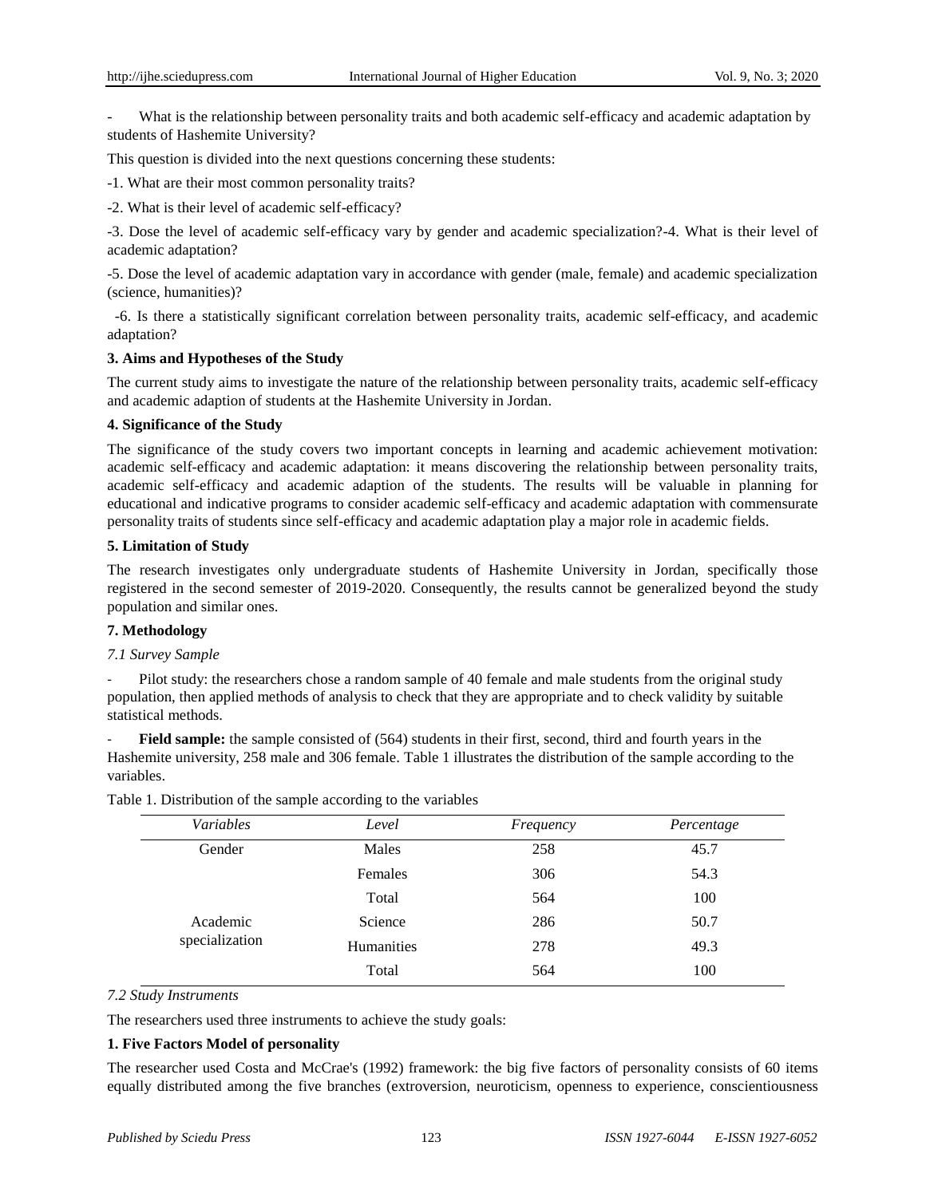- What is the relationship between personality traits and both academic self-efficacy and academic adaptation by students of Hashemite University?

This question is divided into the next questions concerning these students:

-1. What are their most common personality traits?

-2. What is their level of academic self-efficacy?

-3. Dose the level of academic self-efficacy vary by gender and academic specialization?-4. What is their level of academic adaptation?

-5. Dose the level of academic adaptation vary in accordance with gender (male, female) and academic specialization (science, humanities)?

-6. Is there a statistically significant correlation between personality traits, academic self-efficacy, and academic adaptation?

**3. Aims and Hypotheses of the Study**

The current study aims to investigate the nature of the relationship between personality traits, academic self-efficacy and academic adaption of students at the Hashemite University in Jordan.

**4. Significance of the Study**

The significance of the study covers two important concepts in learning and academic achievement motivation: academic self-efficacy and academic adaptation: it means discovering the relationship between personality traits, academic self-efficacy and academic adaption of the students. The results will be valuable in planning for educational and indicative programs to consider academic self-efficacy and academic adaptation with commensurate personality traits of students since self-efficacy and academic adaptation play a major role in academic fields.

**5. Limitation of Study**

The research investigates only undergraduate students of Hashemite University in Jordan, specifically those registered in the second semester of 2019-2020. Consequently, the results cannot be generalized beyond the study population and similar ones.

**7. Methodology**

*7.1 Survey Sample*

- Pilot study: the researchers chose a random sample of 40 female and male students from the original study population, then applied methods of analysis to check that they are appropriate and to check validity by suitable statistical methods.

- **Field sample:** the sample consisted of (564) students in their first, second, third and fourth years in the Hashemite university, 258 male and 306 female. Table 1 illustrates the distribution of the sample according to the variables.

Table 1. Distribution of the sample according to the variables

| *Variables* | *Level* | *Frequency* | *Percentage* |
|---|---|---|---|
| Gender | Males | 258 | 45.7 |
| | Females | 306 | 54.3 |
| | Total | 564 | 100 |
| Academic specialization | Science | 286 | 50.7 |
| | Humanities | 278 | 49.3 |
| | Total | 564 | 100 |

*7.2 Study Instruments*

The researchers used three instruments to achieve the study goals:

**1. Five Factors Model of personality**

The researcher used Costa and McCrae's (1992) framework: the big five factors of personality consists of 60 items equally distributed among the five branches (extroversion, neuroticism, openness to experience, conscientiousness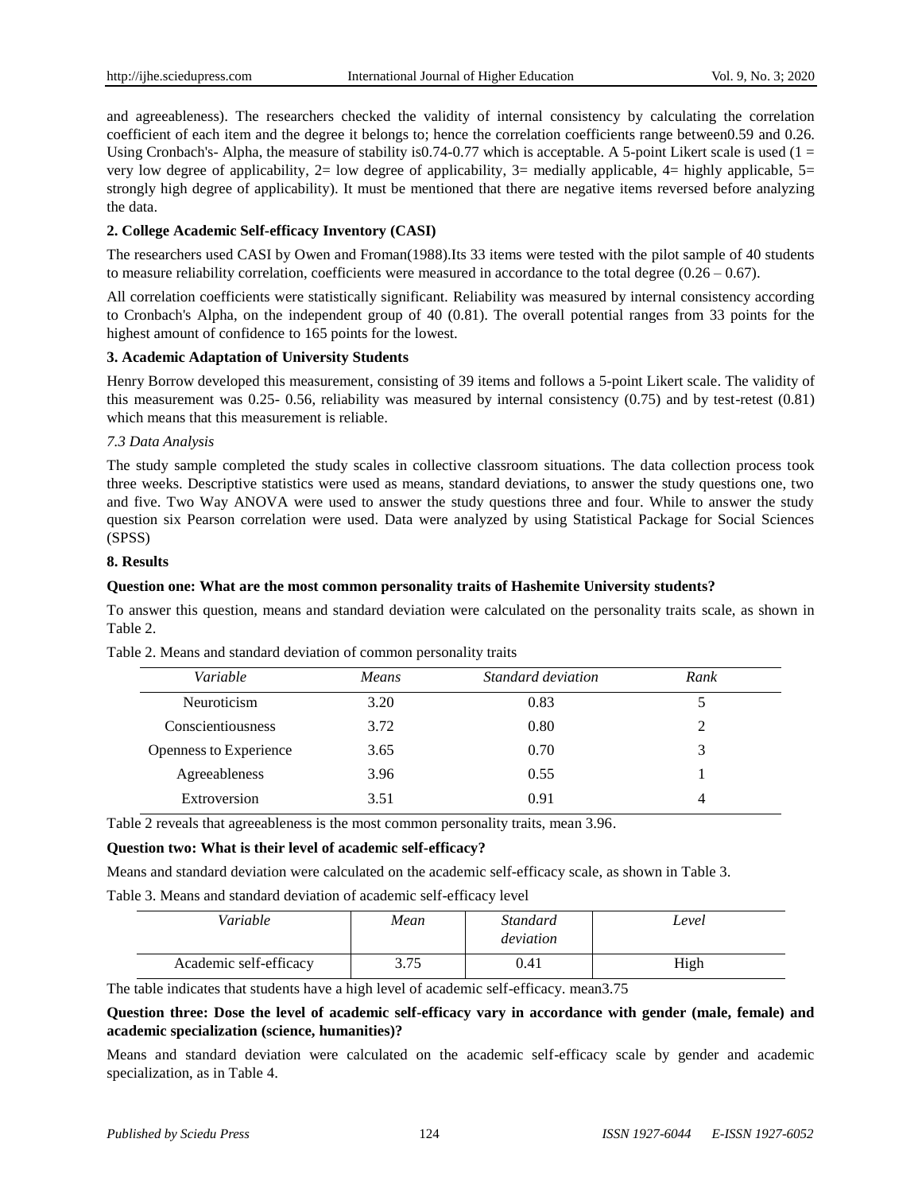and agreeableness). The researchers checked the validity of internal consistency by calculating the correlation coefficient of each item and the degree it belongs to; hence the correlation coefficients range between0.59 and 0.26. Using Cronbach's- Alpha, the measure of stability is0.74-0.77 which is acceptable. A 5-point Likert scale is used (1 = very low degree of applicability, 2= low degree of applicability, 3= medially applicable, 4= highly applicable, 5= strongly high degree of applicability). It must be mentioned that there are negative items reversed before analyzing the data.

**2. College Academic Self-efficacy Inventory (CASI)**

The researchers used CASI by Owen and Froman(1988).Its 33 items were tested with the pilot sample of 40 students to measure reliability correlation, coefficients were measured in accordance to the total degree (0.26 – 0.67).

All correlation coefficients were statistically significant. Reliability was measured by internal consistency according to Cronbach's Alpha, on the independent group of 40 (0.81). The overall potential ranges from 33 points for the highest amount of confidence to 165 points for the lowest.

**3. Academic Adaptation of University Students**

Henry Borrow developed this measurement, consisting of 39 items and follows a 5-point Likert scale. The validity of this measurement was 0.25- 0.56, reliability was measured by internal consistency (0.75) and by test-retest (0.81) which means that this measurement is reliable.

*7.3 Data Analysis*

The study sample completed the study scales in collective classroom situations. The data collection process took three weeks. Descriptive statistics were used as means, standard deviations, to answer the study questions one, two and five. Two Way ANOVA were used to answer the study questions three and four. While to answer the study question six Pearson correlation were used. Data were analyzed by using Statistical Package for Social Sciences (SPSS)

## 8. Results

**Question one: What are the most common personality traits of Hashemite University students?**

To answer this question, means and standard deviation were calculated on the personality traits scale, as shown in Table 2.

Table 2. Means and standard deviation of common personality traits

| *Variable* | *Means* | *Standard deviation* | *Rank* |
|---|---|---|---|
| Neuroticism | 3.20 | 0.83 | 5 |
| Conscientiousness | 3.72 | 0.80 | 2 |
| Openness to Experience | 3.65 | 0.70 | 3 |
| Agreeableness | 3.96 | 0.55 | 1 |
| Extroversion | 3.51 | 0.91 | 4 |

Table 2 reveals that agreeableness is the most common personality traits, mean 3.96.

**Question two: What is their level of academic self-efficacy?**

Means and standard deviation were calculated on the academic self-efficacy scale, as shown in Table 3.

Table 3. Means and standard deviation of academic self-efficacy level

| *Variable* | *Mean* | *Standard deviation* | *Level* |
|---|---|---|---|
| Academic self-efficacy | 3.75 | 0.41 | High |

The table indicates that students have a high level of academic self-efficacy. mean3.75

**Question three: Dose the level of academic self-efficacy vary in accordance with gender (male, female) and academic specialization (science, humanities)?**

Means and standard deviation were calculated on the academic self-efficacy scale by gender and academic specialization, as in Table 4.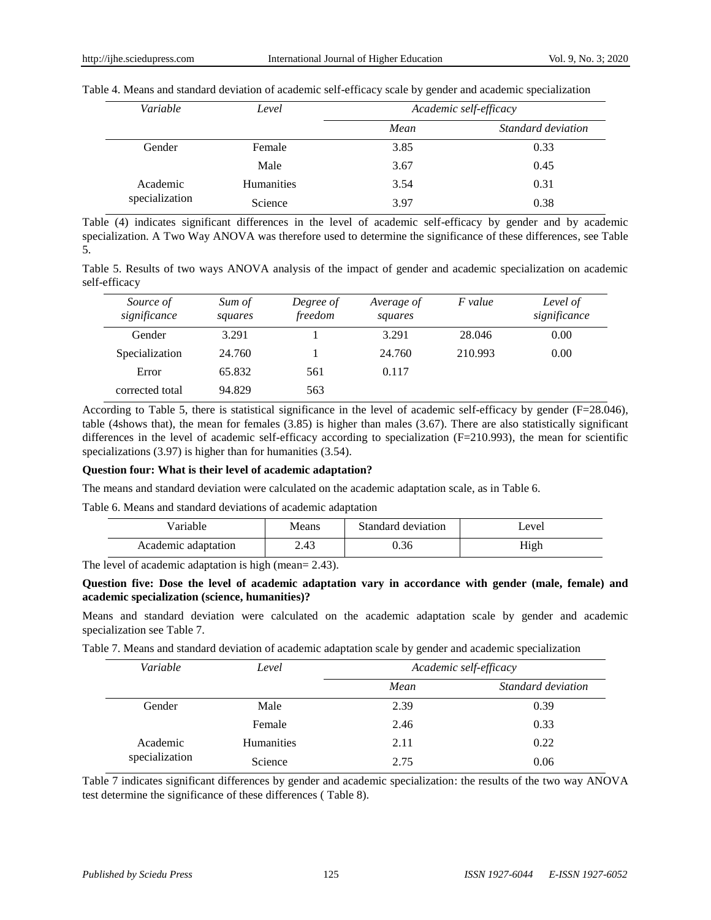Table 4. Means and standard deviation of academic self-efficacy scale by gender and academic specialization

| *Variable* | *Level* | *Academic self-efficacy* | |
|---|---|---|---|
| | | *Mean* | *Standard deviation* |
| Gender | Female | 3.85 | 0.33 |
| | Male | 3.67 | 0.45 |
| Academic specialization | Humanities | 3.54 | 0.31 |
| | Science | 3.97 | 0.38 |

Table (4) indicates significant differences in the level of academic self-efficacy by gender and by academic specialization. A Two Way ANOVA was therefore used to determine the significance of these differences, see Table 5.

Table 5. Results of two ways ANOVA analysis of the impact of gender and academic specialization on academic self-efficacy

| *Source of significance* | *Sum of squares* | *Degree of freedom* | *Average of squares* | *F value* | *Level of significance* |
|---|---|---|---|---|---|
| Gender | 3.291 | 1 | 3.291 | 28.046 | 0.00 |
| Specialization | 24.760 | 1 | 24.760 | 210.993 | 0.00 |
| Error | 65.832 | 561 | 0.117 | | |
| corrected total | 94.829 | 563 | | | |

According to Table 5, there is statistical significance in the level of academic self-efficacy by gender (F=28.046), table (4shows that), the mean for females (3.85) is higher than males (3.67). There are also statistically significant differences in the level of academic self-efficacy according to specialization (F=210.993), the mean for scientific specializations (3.97) is higher than for humanities (3.54).

**Question four: What is their level of academic adaptation?**

The means and standard deviation were calculated on the academic adaptation scale, as in Table 6.

Table 6. Means and standard deviations of academic adaptation

| Variable | Means | Standard deviation | Level |
|---|---|---|---|
| Academic adaptation | 2.43 | 0.36 | High |

The level of academic adaptation is high (mean= 2.43).

**Question five: Dose the level of academic adaptation vary in accordance with gender (male, female) and academic specialization (science, humanities)?**

Means and standard deviation were calculated on the academic adaptation scale by gender and academic specialization see Table 7.

Table 7. Means and standard deviation of academic adaptation scale by gender and academic specialization

| *Variable* | *Level* | *Academic self-efficacy* | |
|---|---|---|---|
| | | *Mean* | *Standard deviation* |
| Gender | Male | 2.39 | 0.39 |
| | Female | 2.46 | 0.33 |
| Academic specialization | Humanities | 2.11 | 0.22 |
| | Science | 2.75 | 0.06 |

Table 7 indicates significant differences by gender and academic specialization: the results of the two way ANOVA test determine the significance of these differences ( Table 8).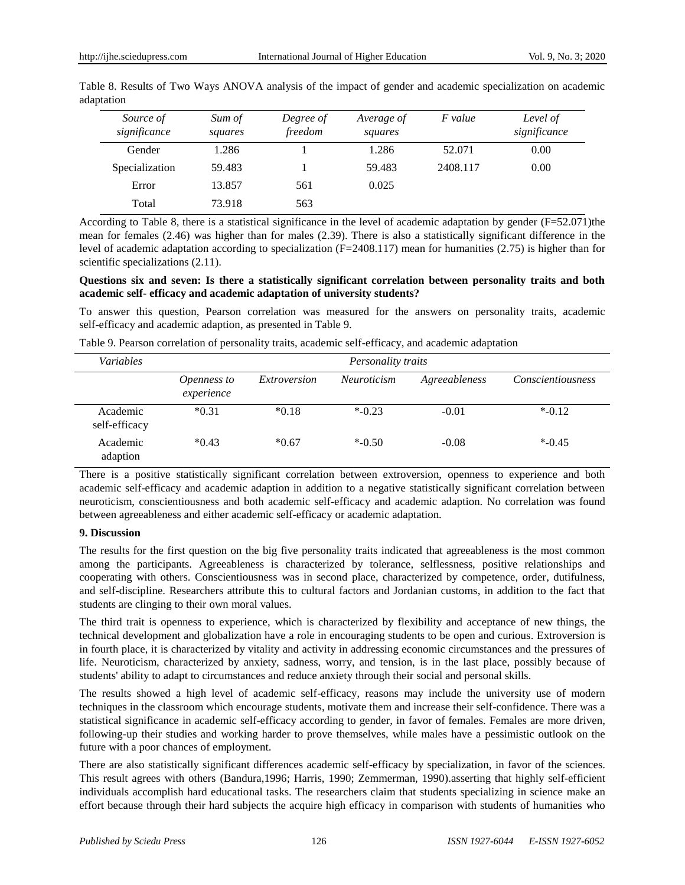Table 8. Results of Two Ways ANOVA analysis of the impact of gender and academic specialization on academic adaptation

| *Source of significance* | *Sum of squares* | *Degree of freedom* | *Average of squares* | *F value* | *Level of significance* |
|---|---|---|---|---|---|
| Gender | 1.286 | 1 | 1.286 | 52.071 | 0.00 |
| Specialization | 59.483 | 1 | 59.483 | 2408.117 | 0.00 |
| Error | 13.857 | 561 | 0.025 | | |
| Total | 73.918 | 563 | | | |

According to Table 8, there is a statistical significance in the level of academic adaptation by gender (F=52.071)the mean for females (2.46) was higher than for males (2.39). There is also a statistically significant difference in the level of academic adaptation according to specialization (F=2408.117) mean for humanities (2.75) is higher than for scientific specializations (2.11).

**Questions six and seven: Is there a statistically significant correlation between personality traits and both academic self- efficacy and academic adaptation of university students?**

To answer this question, Pearson correlation was measured for the answers on personality traits, academic self-efficacy and academic adaption, as presented in Table 9.

Table 9. Pearson correlation of personality traits, academic self-efficacy, and academic adaptation

| *Variables* | *Personality traits* | | | | |
|---|---|---|---|---|---|
| | *Openness to experience* | *Extroversion* | *Neuroticism* | *Agreeableness* | *Conscientiousness* |
| Academic self-efficacy | *0.31 | *0.18 | *-0.23 | -0.01 | *-0.12 |
| Academic adaption | *0.43 | *0.67 | *-0.50 | -0.08 | *-0.45 |

There is a positive statistically significant correlation between extroversion, openness to experience and both academic self-efficacy and academic adaption in addition to a negative statistically significant correlation between neuroticism, conscientiousness and both academic self-efficacy and academic adaption. No correlation was found between agreeableness and either academic self-efficacy or academic adaptation.

## 9. Discussion

The results for the first question on the big five personality traits indicated that agreeableness is the most common among the participants. Agreeableness is characterized by tolerance, selflessness, positive relationships and cooperating with others. Conscientiousness was in second place, characterized by competence, order, dutifulness, and self-discipline. Researchers attribute this to cultural factors and Jordanian customs, in addition to the fact that students are clinging to their own moral values.

The third trait is openness to experience, which is characterized by flexibility and acceptance of new things, the technical development and globalization have a role in encouraging students to be open and curious. Extroversion is in fourth place, it is characterized by vitality and activity in addressing economic circumstances and the pressures of life. Neuroticism, characterized by anxiety, sadness, worry, and tension, is in the last place, possibly because of students' ability to adapt to circumstances and reduce anxiety through their social and personal skills.

The results showed a high level of academic self-efficacy, reasons may include the university use of modern techniques in the classroom which encourage students, motivate them and increase their self-confidence. There was a statistical significance in academic self-efficacy according to gender, in favor of females. Females are more driven, following-up their studies and working harder to prove themselves, while males have a pessimistic outlook on the future with a poor chances of employment.

There are also statistically significant differences academic self-efficacy by specialization, in favor of the sciences. This result agrees with others (Bandura,1996; Harris, 1990; Zemmerman, 1990).asserting that highly self-efficient individuals accomplish hard educational tasks. The researchers claim that students specializing in science make an effort because through their hard subjects the acquire high efficacy in comparison with students of humanities who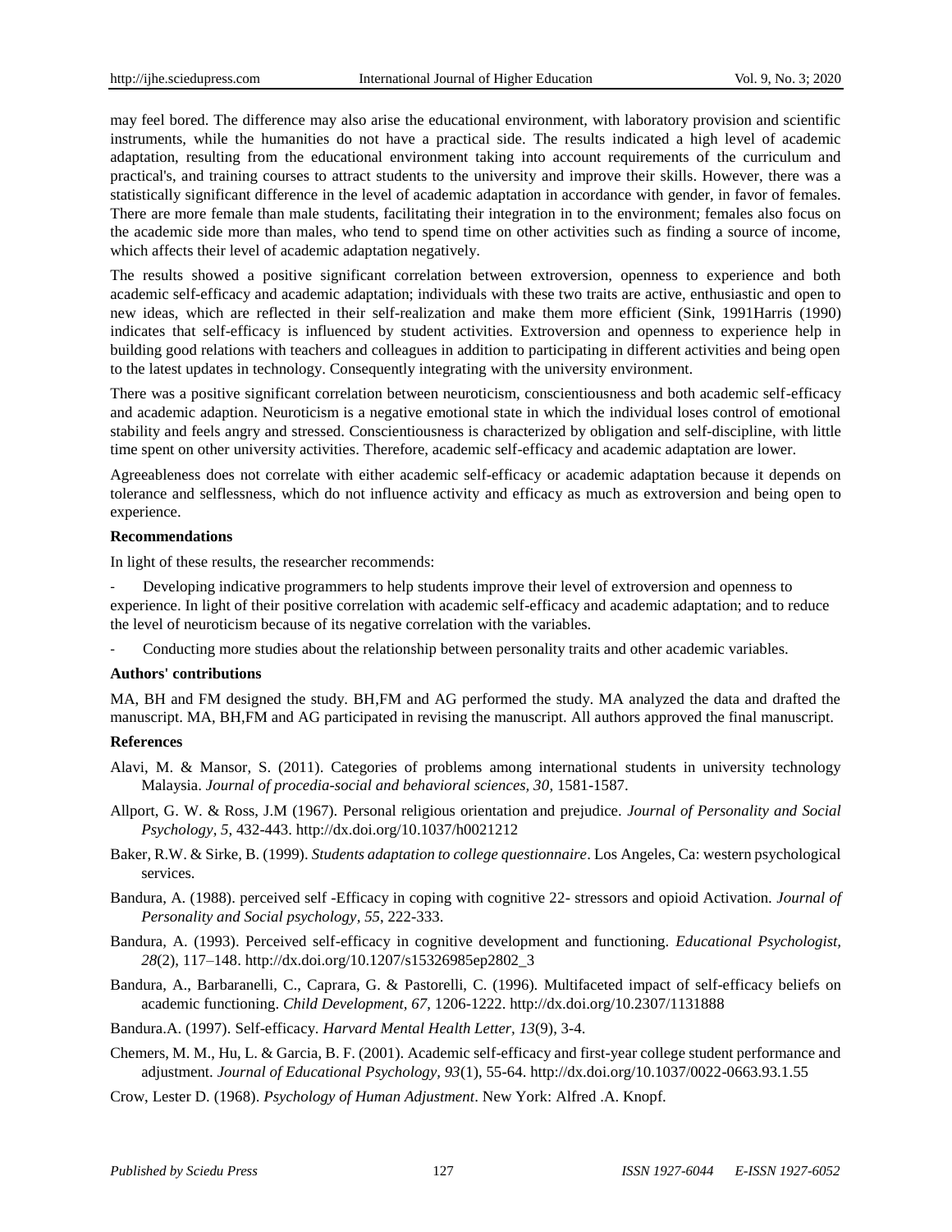may feel bored. The difference may also arise the educational environment, with laboratory provision and scientific instruments, while the humanities do not have a practical side. The results indicated a high level of academic adaptation, resulting from the educational environment taking into account requirements of the curriculum and practical's, and training courses to attract students to the university and improve their skills. However, there was a statistically significant difference in the level of academic adaptation in accordance with gender, in favor of females. There are more female than male students, facilitating their integration in to the environment; females also focus on the academic side more than males, who tend to spend time on other activities such as finding a source of income, which affects their level of academic adaptation negatively.

The results showed a positive significant correlation between extroversion, openness to experience and both academic self-efficacy and academic adaptation; individuals with these two traits are active, enthusiastic and open to new ideas, which are reflected in their self-realization and make them more efficient (Sink, 1991Harris (1990) indicates that self-efficacy is influenced by student activities. Extroversion and openness to experience help in building good relations with teachers and colleagues in addition to participating in different activities and being open to the latest updates in technology. Consequently integrating with the university environment.

There was a positive significant correlation between neuroticism, conscientiousness and both academic self-efficacy and academic adaption. Neuroticism is a negative emotional state in which the individual loses control of emotional stability and feels angry and stressed. Conscientiousness is characterized by obligation and self-discipline, with little time spent on other university activities. Therefore, academic self-efficacy and academic adaptation are lower.

Agreeableness does not correlate with either academic self-efficacy or academic adaptation because it depends on tolerance and selflessness, which do not influence activity and efficacy as much as extroversion and being open to experience.

**Recommendations**

In light of these results, the researcher recommends:

- Developing indicative programmers to help students improve their level of extroversion and openness to experience. In light of their positive correlation with academic self-efficacy and academic adaptation; and to reduce the level of neuroticism because of its negative correlation with the variables.
- Conducting more studies about the relationship between personality traits and other academic variables.

**Authors' contributions**

MA, BH and FM designed the study. BH,FM and AG performed the study. MA analyzed the data and drafted the manuscript. MA, BH,FM and AG participated in revising the manuscript. All authors approved the final manuscript.

**References**

Alavi, M. & Mansor, S. (2011). Categories of problems among international students in university technology Malaysia. *Journal of procedia-social and behavioral sciences, 30*, 1581-1587.

Allport, G. W. & Ross, J.M (1967). Personal religious orientation and prejudice. *Journal of Personality and Social Psychology, 5*, 432-443. http://dx.doi.org/10.1037/h0021212

Baker, R.W. & Sirke, B. (1999). *Students adaptation to college questionnaire*. Los Angeles, Ca: western psychological services.

Bandura, A. (1988). perceived self -Efficacy in coping with cognitive 22- stressors and opioid Activation. *Journal of Personality and Social psychology, 55*, 222-333.

Bandura, A. (1993). Perceived self-efficacy in cognitive development and functioning. *Educational Psychologist, 28*(2), 117–148. http://dx.doi.org/10.1207/s15326985ep2802_3

Bandura, A., Barbaranelli, C., Caprara, G. & Pastorelli, C. (1996). Multifaceted impact of self-efficacy beliefs on academic functioning. *Child Development, 67*, 1206-1222. http://dx.doi.org/10.2307/1131888

Bandura.A. (1997). Self-efficacy. *Harvard Mental Health Letter, 13*(9), 3-4.

Chemers, M. M., Hu, L. & Garcia, B. F. (2001). Academic self-efficacy and first-year college student performance and adjustment. *Journal of Educational Psychology, 93*(1), 55-64. http://dx.doi.org/10.1037/0022-0663.93.1.55

Crow, Lester D. (1968). *Psychology of Human Adjustment*. New York: Alfred .A. Knopf.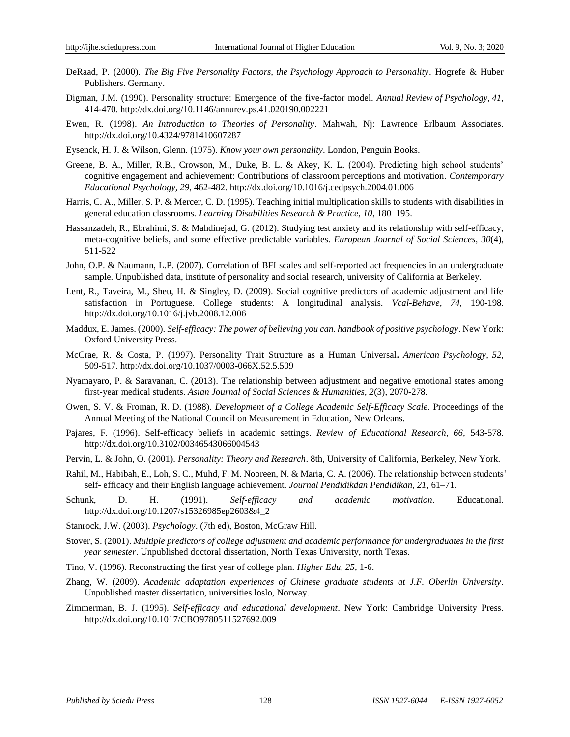DeRaad, P. (2000). *The Big Five Personality Factors, the Psychology Approach to Personality*. Hogrefe & Huber Publishers. Germany.

Digman, J.M. (1990). Personality structure: Emergence of the five-factor model. *Annual Review of Psychology, 41*, 414-470. http://dx.doi.org/10.1146/annurev.ps.41.020190.002221

Ewen, R. (1998). *An Introduction to Theories of Personality*. Mahwah, Nj: Lawrence Erlbaum Associates. http://dx.doi.org/10.4324/9781410607287

Eysenck, H. J. & Wilson, Glenn. (1975). *Know your own personality*. London, Penguin Books.

Greene, B. A., Miller, R.B., Crowson, M., Duke, B. L. & Akey, K. L. (2004). Predicting high school students' cognitive engagement and achievement: Contributions of classroom perceptions and motivation. *Contemporary Educational Psychology, 29*, 462-482. http://dx.doi.org/10.1016/j.cedpsych.2004.01.006

Harris, C. A., Miller, S. P. & Mercer, C. D. (1995). Teaching initial multiplication skills to students with disabilities in general education classrooms. *Learning Disabilities Research & Practice, 10*, 180–195.

Hassanzadeh, R., Ebrahimi, S. & Mahdinejad, G. (2012). Studying test anxiety and its relationship with self-efficacy, meta-cognitive beliefs, and some effective predictable variables. *European Journal of Social Sciences, 30*(4), 511-522

John, O.P. & Naumann, L.P. (2007). Correlation of BFI scales and self-reported act frequencies in an undergraduate sample. Unpublished data, institute of personality and social research, university of California at Berkeley.

Lent, R., Taveira, M., Sheu, H. & Singley, D. (2009). Social cognitive predictors of academic adjustment and life satisfaction in Portuguese. College students: A longitudinal analysis. *Vcal-Behave, 74*, 190-198. http://dx.doi.org/10.1016/j.jvb.2008.12.006

Maddux, E. James. (2000). *Self-efficacy: The power of believing you can. handbook of positive psychology*. New York: Oxford University Press.

McCrae, R. & Costa, P. (1997). Personality Trait Structure as a Human Universal**.** *American Psychology, 52*, 509-517. http://dx.doi.org/10.1037/0003-066X.52.5.509

Nyamayaro, P. & Saravanan, C. (2013). The relationship between adjustment and negative emotional states among first-year medical students. *Asian Journal of Social Sciences & Humanities, 2*(3), 2070-278.

Owen, S. V. & Froman, R. D. (1988). *Development of a College Academic Self-Efficacy Scale.* Proceedings of the Annual Meeting of the National Council on Measurement in Education, New Orleans.

Pajares, F. (1996). Self-efficacy beliefs in academic settings. *Review of Educational Research, 66*, 543-578. http://dx.doi.org/10.3102/00346543066004543

Pervin, L. & John, O. (2001). *Personality: Theory and Research*. 8th, University of California, Berkeley, New York.

Rahil, M., Habibah, E., Loh, S. C., Muhd, F. M. Nooreen, N. & Maria, C. A. (2006). The relationship between students' self- efficacy and their English language achievement. *Journal Pendidikdan Pendidikan, 21*, 61–71.

Schunk, D. H. (1991). *Self-efficacy and academic motivation*. Educational. http://dx.doi.org/10.1207/s15326985ep2603&4_2

Stanrock, J.W. (2003). *Psychology*. (7th ed), Boston, McGraw Hill.

Stover, S. (2001). *Multiple predictors of college adjustment and academic performance for undergraduates in the first year semester*. Unpublished doctoral dissertation, North Texas University, north Texas.

Tino, V. (1996). Reconstructing the first year of college plan. *Higher Edu, 25*, 1-6.

Zhang, W. (2009). *Academic adaptation experiences of Chinese graduate students at J.F. Oberlin University*. Unpublished master dissertation, universities loslo, Norway.

Zimmerman, B. J. (1995). *Self-efficacy and educational development*. New York: Cambridge University Press. http://dx.doi.org/10.1017/CBO9780511527692.009